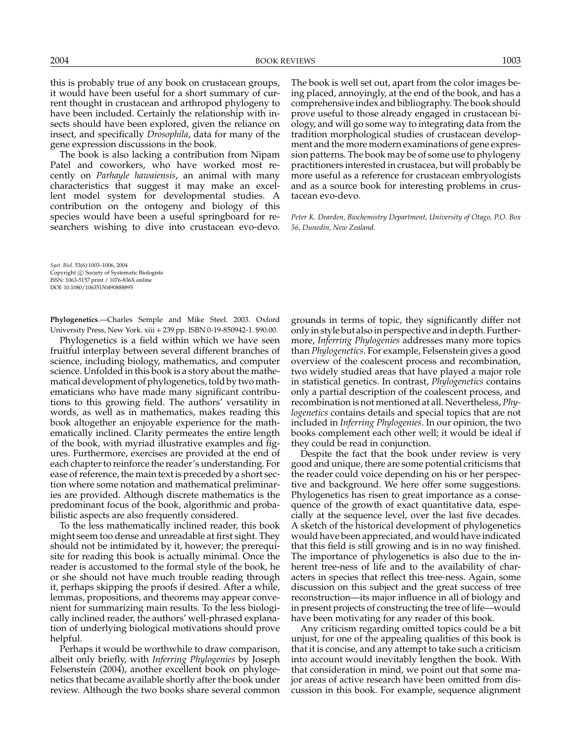this is probably true of any book on crustacean groups, it would have been useful for a short summary of current thought in crustacean and arthropod phylogeny to have been included. Certainly the relationship with insects should have been explored, given the reliance on insect, and specifically *Drosophila*, data for many of the gene expression discussions in the book.

The book is also lacking a contribution from Nipam Patel and coworkers, who have worked most recently on *Parhayle hawaiensis*, an animal with many characteristics that suggest it may make an excellent model system for developmental studies. A contribution on the ontogeny and biology of this species would have been a useful springboard for researchers wishing to dive into crustacean evo-devo. The book is well set out, apart from the color images being placed, annoyingly, at the end of the book, and has a comprehensive index and bibliography. The book should prove useful to those already engaged in crustacean biology, and will go some way to integrating data from the tradition morphological studies of crustacean development and the more modern examinations of gene expression patterns. The book may be of some use to phylogeny practitioners interested in crustacea, but will probably be more useful as a reference for crustacean embryologists and as a source book for interesting problems in crustacean evo-devo.

*Peter K. Dearden, Biochemistry Department, University of Otago, P.O. Box 56, Dunedin, New Zealand.*

*Syst. Biol.* 53(6):1003–1006, 2004
Copyright © Society of Systematic Biologists
ISSN: 1063-5157 print / 1076-836X online
DOI: 10.1080/10635150490888895

**Phylogenetics**.—Charles Semple and Mike Steel. 2003. Oxford University Press, New York. xiii + 239 pp. ISBN 0-19-850942-1. $90.00.

Phylogenetics is a field within which we have seen fruitful interplay between several different branches of science, including biology, mathematics, and computer science. Unfolded in this book is a story about the mathematical development of phylogenetics, told by two mathematicians who have made many significant contributions to this growing field. The authors' versatility in words, as well as in mathematics, makes reading this book altogether an enjoyable experience for the mathematically inclined. Clarity permeates the entire length of the book, with myriad illustrative examples and figures. Furthermore, exercises are provided at the end of each chapter to reinforce the reader's understanding. For ease of reference, the main text is preceded by a short section where some notation and mathematical preliminaries are provided. Although discrete mathematics is the predominant focus of the book, algorithmic and probabilistic aspects are also frequently considered.

To the less mathematically inclined reader, this book might seem too dense and unreadable at first sight. They should not be intimidated by it, however; the prerequisite for reading this book is actually minimal. Once the reader is accustomed to the formal style of the book, he or she should not have much trouble reading through it, perhaps skipping the proofs if desired. After a while, lemmas, propositions, and theorems may appear convenient for summarizing main results. To the less biologically inclined reader, the authors' well-phrased explanation of underlying biological motivations should prove helpful.

Perhaps it would be worthwhile to draw comparison, albeit only briefly, with *Inferring Phylogenies* by Joseph Felsenstein (2004), another excellent book on phylogenetics that became available shortly after the book under review. Although the two books share several common grounds in terms of topic, they significantly differ not only in style but also in perspective and in depth. Furthermore, *Inferring Phylogenies* addresses many more topics than *Phylogenetics*. For example, Felsenstein gives a good overview of the coalescent process and recombination, two widely studied areas that have played a major role in statistical genetics. In contrast, *Phylogenetics* contains only a partial description of the coalescent process, and recombination is not mentioned at all. Nevertheless, *Phylogenetics* contains details and special topics that are not included in *Inferring Phylogenies*. In our opinion, the two books complement each other well; it would be ideal if they could be read in conjunction.

Despite the fact that the book under review is very good and unique, there are some potential criticisms that the reader could voice depending on his or her perspective and background. We here offer some suggestions. Phylogenetics has risen to great importance as a consequence of the growth of exact quantitative data, especially at the sequence level, over the last five decades. A sketch of the historical development of phylogenetics would have been appreciated, and would have indicated that this field is still growing and is in no way finished. The importance of phylogenetics is also due to the inherent tree-ness of life and to the availability of characters in species that reflect this tree-ness. Again, some discussion on this subject and the great success of tree reconstruction—its major influence in all of biology and in present projects of constructing the tree of life—would have been motivating for any reader of this book.

Any criticism regarding omitted topics could be a bit unjust, for one of the appealing qualities of this book is that it is concise, and any attempt to take such a criticism into account would inevitably lengthen the book. With that consideration in mind, we point out that some major areas of active research have been omitted from discussion in this book. For example, sequence alignment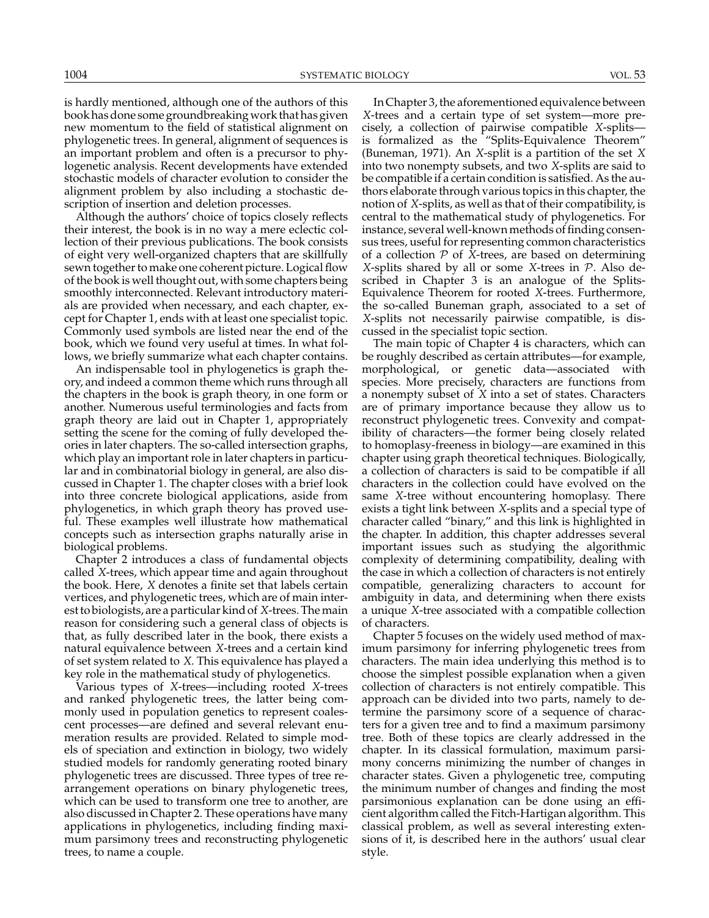is hardly mentioned, although one of the authors of this book has done some groundbreaking work that has given new momentum to the field of statistical alignment on phylogenetic trees. In general, alignment of sequences is an important problem and often is a precursor to phylogenetic analysis. Recent developments have extended stochastic models of character evolution to consider the alignment problem by also including a stochastic description of insertion and deletion processes.

Although the authors' choice of topics closely reflects their interest, the book is in no way a mere eclectic collection of their previous publications. The book consists of eight very well-organized chapters that are skillfully sewn together to make one coherent picture. Logical flow of the book is well thought out, with some chapters being smoothly interconnected. Relevant introductory materials are provided when necessary, and each chapter, except for Chapter 1, ends with at least one specialist topic. Commonly used symbols are listed near the end of the book, which we found very useful at times. In what follows, we briefly summarize what each chapter contains.

An indispensable tool in phylogenetics is graph theory, and indeed a common theme which runs through all the chapters in the book is graph theory, in one form or another. Numerous useful terminologies and facts from graph theory are laid out in Chapter 1, appropriately setting the scene for the coming of fully developed theories in later chapters. The so-called intersection graphs, which play an important role in later chapters in particular and in combinatorial biology in general, are also discussed in Chapter 1. The chapter closes with a brief look into three concrete biological applications, aside from phylogenetics, in which graph theory has proved useful. These examples well illustrate how mathematical concepts such as intersection graphs naturally arise in biological problems.

Chapter 2 introduces a class of fundamental objects called $X$-trees, which appear time and again throughout the book. Here, $X$ denotes a finite set that labels certain vertices, and phylogenetic trees, which are of main interest to biologists, are a particular kind of $X$-trees. The main reason for considering such a general class of objects is that, as fully described later in the book, there exists a natural equivalence between $X$-trees and a certain kind of set system related to $X$. This equivalence has played a key role in the mathematical study of phylogenetics.

Various types of $X$-trees—including rooted $X$-trees and ranked phylogenetic trees, the latter being commonly used in population genetics to represent coalescent processes—are defined and several relevant enumeration results are provided. Related to simple models of speciation and extinction in biology, two widely studied models for randomly generating rooted binary phylogenetic trees are discussed. Three types of tree rearrangement operations on binary phylogenetic trees, which can be used to transform one tree to another, are also discussed in Chapter 2. These operations have many applications in phylogenetics, including finding maximum parsimony trees and reconstructing phylogenetic trees, to name a couple.

In Chapter 3, the aforementioned equivalence between $X$-trees and a certain type of set system—more precisely, a collection of pairwise compatible $X$-splits—is formalized as the "Splits-Equivalence Theorem" (Buneman, 1971). An $X$-split is a partition of the set $X$ into two nonempty subsets, and two $X$-splits are said to be compatible if a certain condition is satisfied. As the authors elaborate through various topics in this chapter, the notion of $X$-splits, as well as that of their compatibility, is central to the mathematical study of phylogenetics. For instance, several well-known methods of finding consensus trees, useful for representing common characteristics of a collection $\mathcal{P}$ of $X$-trees, are based on determining $X$-splits shared by all or some $X$-trees in $\mathcal{P}$. Also described in Chapter 3 is an analogue of the Splits-Equivalence Theorem for rooted $X$-trees. Furthermore, the so-called Buneman graph, associated to a set of $X$-splits not necessarily pairwise compatible, is discussed in the specialist topic section.

The main topic of Chapter 4 is characters, which can be roughly described as certain attributes—for example, morphological, or genetic data—associated with species. More precisely, characters are functions from a nonempty subset of $X$ into a set of states. Characters are of primary importance because they allow us to reconstruct phylogenetic trees. Convexity and compatibility of characters—the former being closely related to homoplasy-freeness in biology—are examined in this chapter using graph theoretical techniques. Biologically, a collection of characters is said to be compatible if all characters in the collection could have evolved on the same $X$-tree without encountering homoplasy. There exists a tight link between $X$-splits and a special type of character called "binary," and this link is highlighted in the chapter. In addition, this chapter addresses several important issues such as studying the algorithmic complexity of determining compatibility, dealing with the case in which a collection of characters is not entirely compatible, generalizing characters to account for ambiguity in data, and determining when there exists a unique $X$-tree associated with a compatible collection of characters.

Chapter 5 focuses on the widely used method of maximum parsimony for inferring phylogenetic trees from characters. The main idea underlying this method is to choose the simplest possible explanation when a given collection of characters is not entirely compatible. This approach can be divided into two parts, namely to determine the parsimony score of a sequence of characters for a given tree and to find a maximum parsimony tree. Both of these topics are clearly addressed in the chapter. In its classical formulation, maximum parsimony concerns minimizing the number of changes in character states. Given a phylogenetic tree, computing the minimum number of changes and finding the most parsimonious explanation can be done using an efficient algorithm called the Fitch-Hartigan algorithm. This classical problem, as well as several interesting extensions of it, is described here in the authors' usual clear style.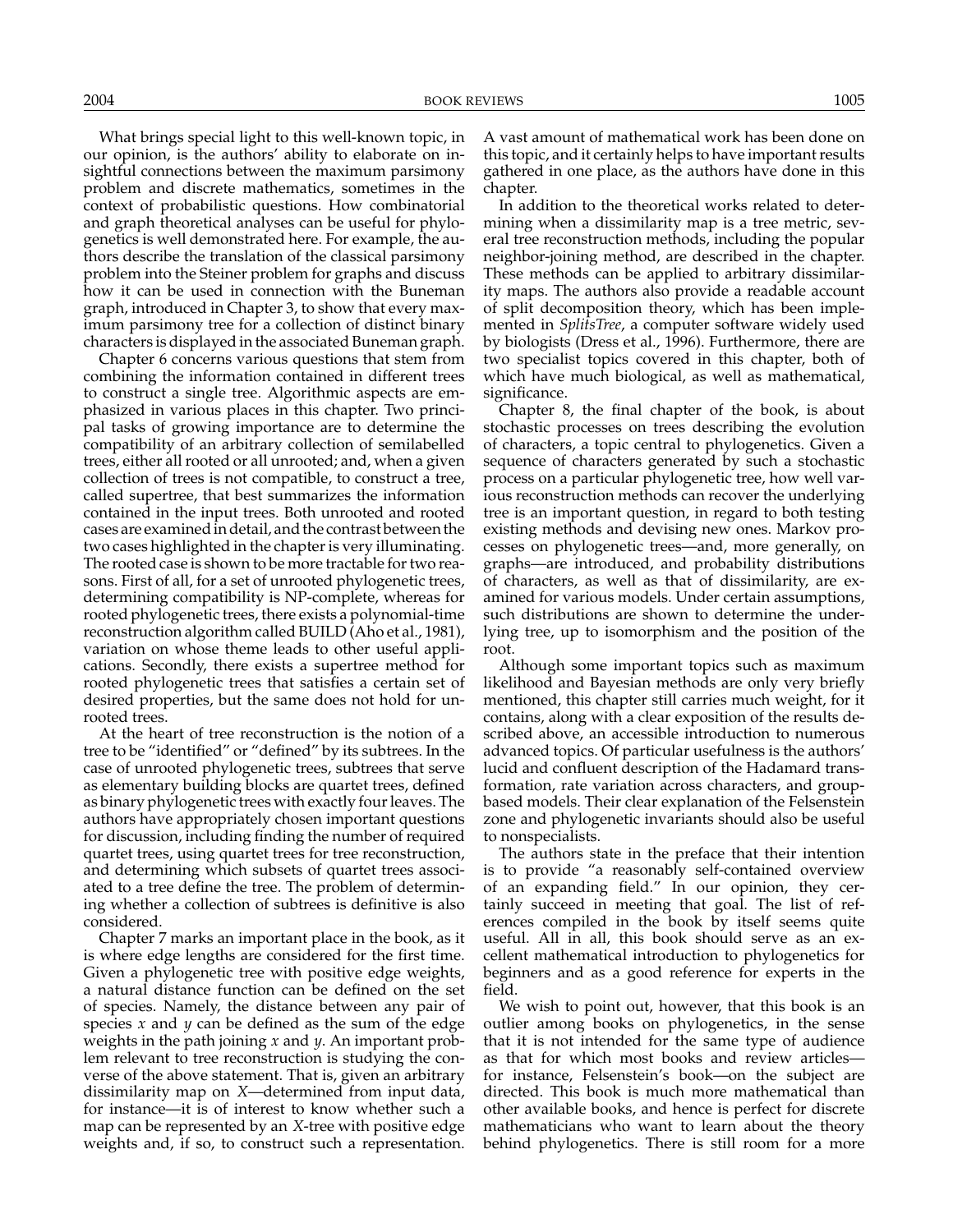What brings special light to this well-known topic, in our opinion, is the authors' ability to elaborate on insightful connections between the maximum parsimony problem and discrete mathematics, sometimes in the context of probabilistic questions. How combinatorial and graph theoretical analyses can be useful for phylogenetics is well demonstrated here. For example, the authors describe the translation of the classical parsimony problem into the Steiner problem for graphs and discuss how it can be used in connection with the Buneman graph, introduced in Chapter 3, to show that every maximum parsimony tree for a collection of distinct binary characters is displayed in the associated Buneman graph.

Chapter 6 concerns various questions that stem from combining the information contained in different trees to construct a single tree. Algorithmic aspects are emphasized in various places in this chapter. Two principal tasks of growing importance are to determine the compatibility of an arbitrary collection of semilabelled trees, either all rooted or all unrooted; and, when a given collection of trees is not compatible, to construct a tree, called supertree, that best summarizes the information contained in the input trees. Both unrooted and rooted cases are examined in detail, and the contrast between the two cases highlighted in the chapter is very illuminating. The rooted case is shown to be more tractable for two reasons. First of all, for a set of unrooted phylogenetic trees, determining compatibility is NP-complete, whereas for rooted phylogenetic trees, there exists a polynomial-time reconstruction algorithm called BUILD (Aho et al., 1981), variation on whose theme leads to other useful applications. Secondly, there exists a supertree method for rooted phylogenetic trees that satisfies a certain set of desired properties, but the same does not hold for unrooted trees.

At the heart of tree reconstruction is the notion of a tree to be "identified" or "defined" by its subtrees. In the case of unrooted phylogenetic trees, subtrees that serve as elementary building blocks are quartet trees, defined as binary phylogenetic trees with exactly four leaves. The authors have appropriately chosen important questions for discussion, including finding the number of required quartet trees, using quartet trees for tree reconstruction, and determining which subsets of quartet trees associated to a tree define the tree. The problem of determining whether a collection of subtrees is definitive is also considered.

Chapter 7 marks an important place in the book, as it is where edge lengths are considered for the first time. Given a phylogenetic tree with positive edge weights, a natural distance function can be defined on the set of species. Namely, the distance between any pair of species $x$ and $y$ can be defined as the sum of the edge weights in the path joining $x$ and $y$. An important problem relevant to tree reconstruction is studying the converse of the above statement. That is, given an arbitrary dissimilarity map on $X$—determined from input data, for instance—it is of interest to know whether such a map can be represented by an $X$-tree with positive edge weights and, if so, to construct such a representation. A vast amount of mathematical work has been done on this topic, and it certainly helps to have important results gathered in one place, as the authors have done in this chapter.

In addition to the theoretical works related to determining when a dissimilarity map is a tree metric, several tree reconstruction methods, including the popular neighbor-joining method, are described in the chapter. These methods can be applied to arbitrary dissimilarity maps. The authors also provide a readable account of split decomposition theory, which has been implemented in *SplitsTree*, a computer software widely used by biologists (Dress et al., 1996). Furthermore, there are two specialist topics covered in this chapter, both of which have much biological, as well as mathematical, significance.

Chapter 8, the final chapter of the book, is about stochastic processes on trees describing the evolution of characters, a topic central to phylogenetics. Given a sequence of characters generated by such a stochastic process on a particular phylogenetic tree, how well various reconstruction methods can recover the underlying tree is an important question, in regard to both testing existing methods and devising new ones. Markov processes on phylogenetic trees—and, more generally, on graphs—are introduced, and probability distributions of characters, as well as that of dissimilarity, are examined for various models. Under certain assumptions, such distributions are shown to determine the underlying tree, up to isomorphism and the position of the root.

Although some important topics such as maximum likelihood and Bayesian methods are only very briefly mentioned, this chapter still carries much weight, for it contains, along with a clear exposition of the results described above, an accessible introduction to numerous advanced topics. Of particular usefulness is the authors' lucid and confluent description of the Hadamard transformation, rate variation across characters, and group-based models. Their clear explanation of the Felsenstein zone and phylogenetic invariants should also be useful to nonspecialists.

The authors state in the preface that their intention is to provide "a reasonably self-contained overview of an expanding field." In our opinion, they certainly succeed in meeting that goal. The list of references compiled in the book by itself seems quite useful. All in all, this book should serve as an excellent mathematical introduction to phylogenetics for beginners and as a good reference for experts in the field.

We wish to point out, however, that this book is an outlier among books on phylogenetics, in the sense that it is not intended for the same type of audience as that for which most books and review articles—for instance, Felsenstein's book—on the subject are directed. This book is much more mathematical than other available books, and hence is perfect for discrete mathematicians who want to learn about the theory behind phylogenetics. There is still room for a more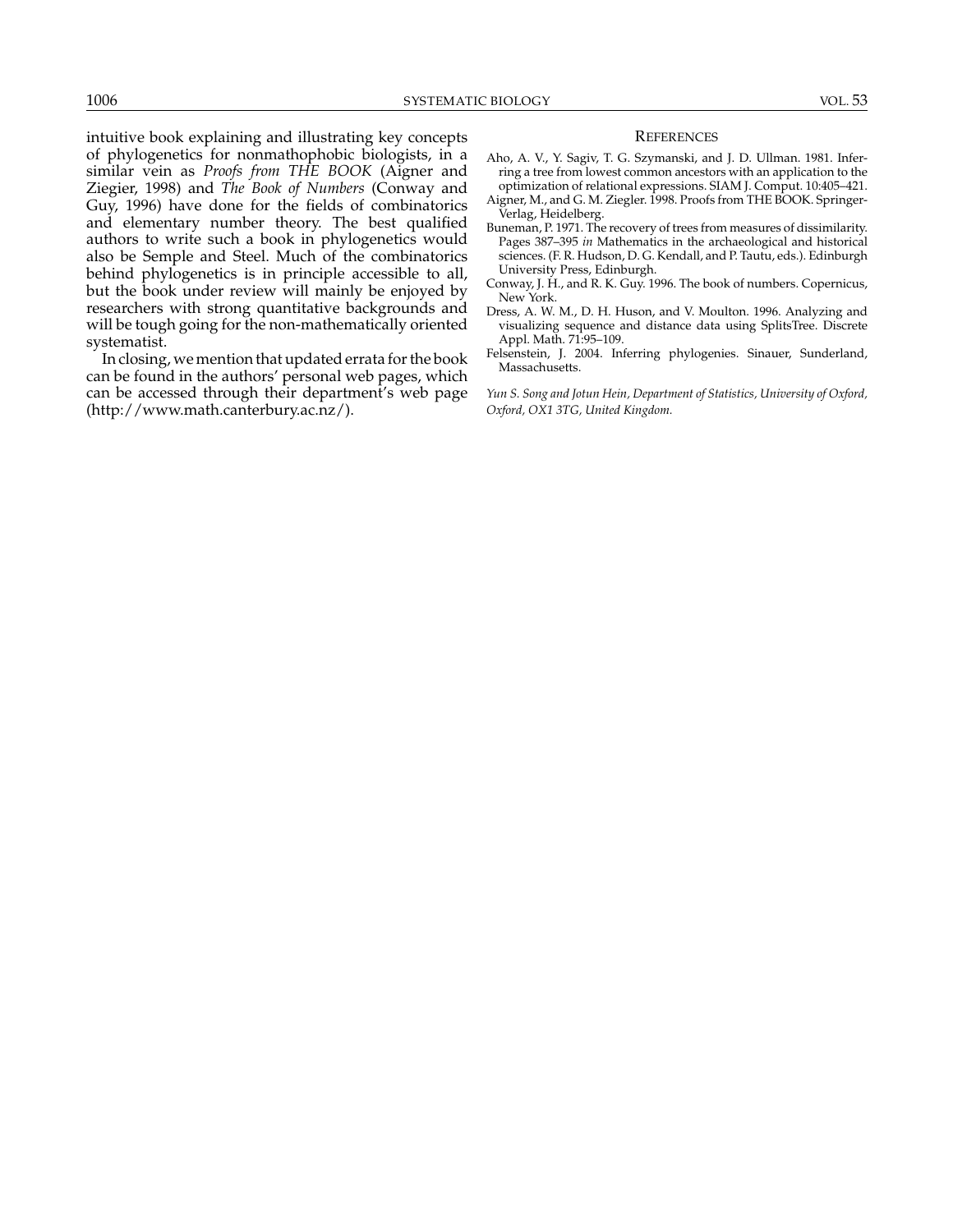intuitive book explaining and illustrating key concepts of phylogenetics for nonmathophobic biologists, in a similar vein as *Proofs from THE BOOK* (Aigner and Ziegier, 1998) and *The Book of Numbers* (Conway and Guy, 1996) have done for the fields of combinatorics and elementary number theory. The best qualified authors to write such a book in phylogenetics would also be Semple and Steel. Much of the combinatorics behind phylogenetics is in principle accessible to all, but the book under review will mainly be enjoyed by researchers with strong quantitative backgrounds and will be tough going for the non-mathematically oriented systematist.

In closing, we mention that updated errata for the book can be found in the authors' personal web pages, which can be accessed through their department's web page (http://www.math.canterbury.ac.nz/).

## References

Aho, A. V., Y. Sagiv, T. G. Szymanski, and J. D. Ullman. 1981. Inferring a tree from lowest common ancestors with an application to the optimization of relational expressions. SIAM J. Comput. 10:405–421.

Aigner, M., and G. M. Ziegler. 1998. Proofs from THE BOOK. Springer-Verlag, Heidelberg.

Buneman, P. 1971. The recovery of trees from measures of dissimilarity. Pages 387–395 *in* Mathematics in the archaeological and historical sciences. (F. R. Hudson, D. G. Kendall, and P. Tautu, eds.). Edinburgh University Press, Edinburgh.

Conway, J. H., and R. K. Guy. 1996. The book of numbers. Copernicus, New York.

Dress, A. W. M., D. H. Huson, and V. Moulton. 1996. Analyzing and visualizing sequence and distance data using SplitsTree. Discrete Appl. Math. 71:95–109.

Felsenstein, J. 2004. Inferring phylogenies. Sinauer, Sunderland, Massachusetts.

*Yun S. Song and Jotun Hein, Department of Statistics, University of Oxford, Oxford, OX1 3TG, United Kingdom.*